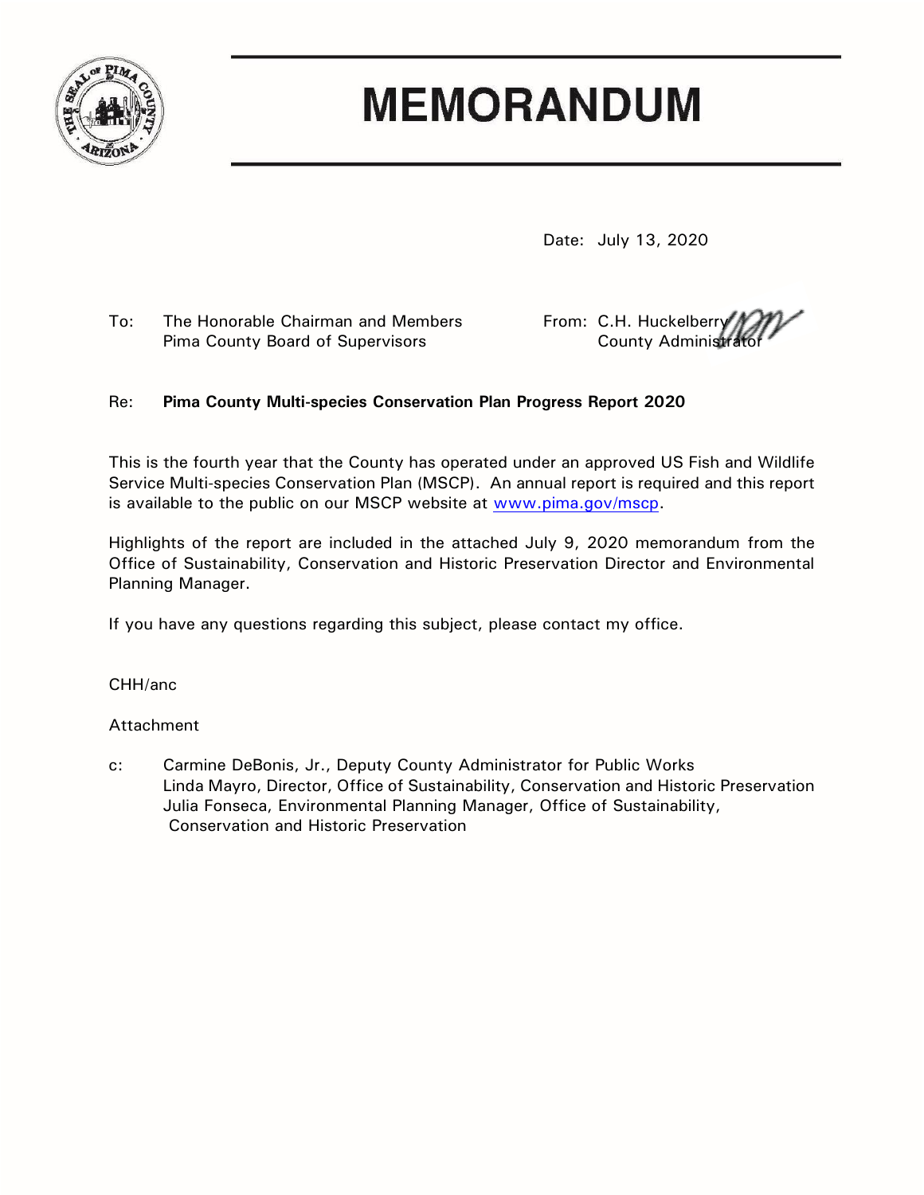# MEMORANDUM

Date: July 13, 2020

To: The Honorable Chairman and Members
Pima County Board of Supervisors

From: C.H. Huckelberry
County Administrator

Re: **Pima County Multi-species Conservation Plan Progress Report 2020**

This is the fourth year that the County has operated under an approved US Fish and Wildlife Service Multi-species Conservation Plan (MSCP). An annual report is required and this report is available to the public on our MSCP website at www.pima.gov/mscp.

Highlights of the report are included in the attached July 9, 2020 memorandum from the Office of Sustainability, Conservation and Historic Preservation Director and Environmental Planning Manager.

If you have any questions regarding this subject, please contact my office.

CHH/anc

Attachment

c: Carmine DeBonis, Jr., Deputy County Administrator for Public Works
Linda Mayro, Director, Office of Sustainability, Conservation and Historic Preservation
Julia Fonseca, Environmental Planning Manager, Office of Sustainability, Conservation and Historic Preservation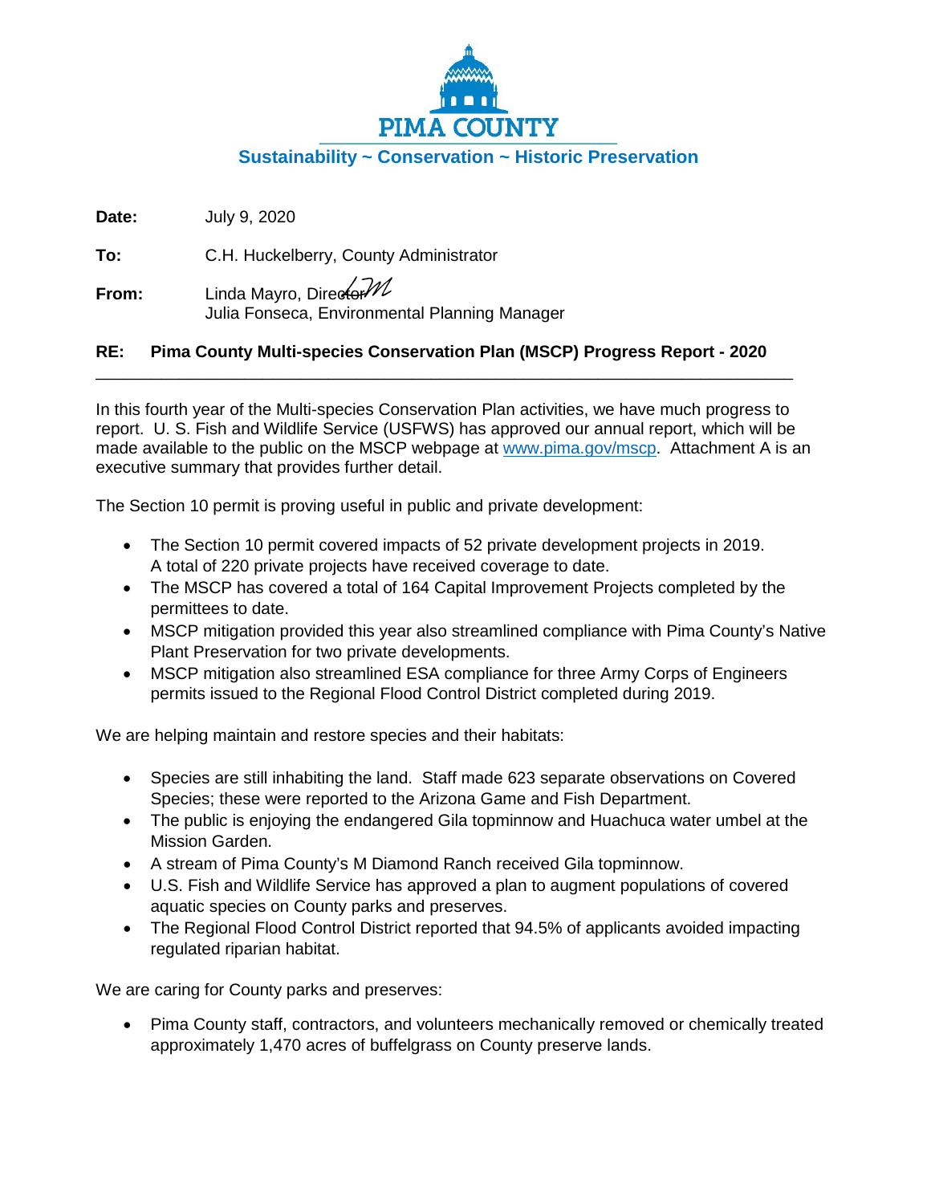# PIMA COUNTY

**Sustainability ~ Conservation ~ Historic Preservation**

**Date:** July 9, 2020

**To:** C.H. Huckelberry, County Administrator

**From:** Linda Mayro, Director
Julia Fonseca, Environmental Planning Manager

**RE: Pima County Multi-species Conservation Plan (MSCP) Progress Report - 2020**

---

In this fourth year of the Multi-species Conservation Plan activities, we have much progress to report. U. S. Fish and Wildlife Service (USFWS) has approved our annual report, which will be made available to the public on the MSCP webpage at www.pima.gov/mscp. Attachment A is an executive summary that provides further detail.

The Section 10 permit is proving useful in public and private development:

- The Section 10 permit covered impacts of 52 private development projects in 2019. A total of 220 private projects have received coverage to date.
- The MSCP has covered a total of 164 Capital Improvement Projects completed by the permittees to date.
- MSCP mitigation provided this year also streamlined compliance with Pima County's Native Plant Preservation for two private developments.
- MSCP mitigation also streamlined ESA compliance for three Army Corps of Engineers permits issued to the Regional Flood Control District completed during 2019.

We are helping maintain and restore species and their habitats:

- Species are still inhabiting the land. Staff made 623 separate observations on Covered Species; these were reported to the Arizona Game and Fish Department.
- The public is enjoying the endangered Gila topminnow and Huachuca water umbel at the Mission Garden.
- A stream of Pima County's M Diamond Ranch received Gila topminnow.
- U.S. Fish and Wildlife Service has approved a plan to augment populations of covered aquatic species on County parks and preserves.
- The Regional Flood Control District reported that 94.5% of applicants avoided impacting regulated riparian habitat.

We are caring for County parks and preserves:

- Pima County staff, contractors, and volunteers mechanically removed or chemically treated approximately 1,470 acres of buffelgrass on County preserve lands.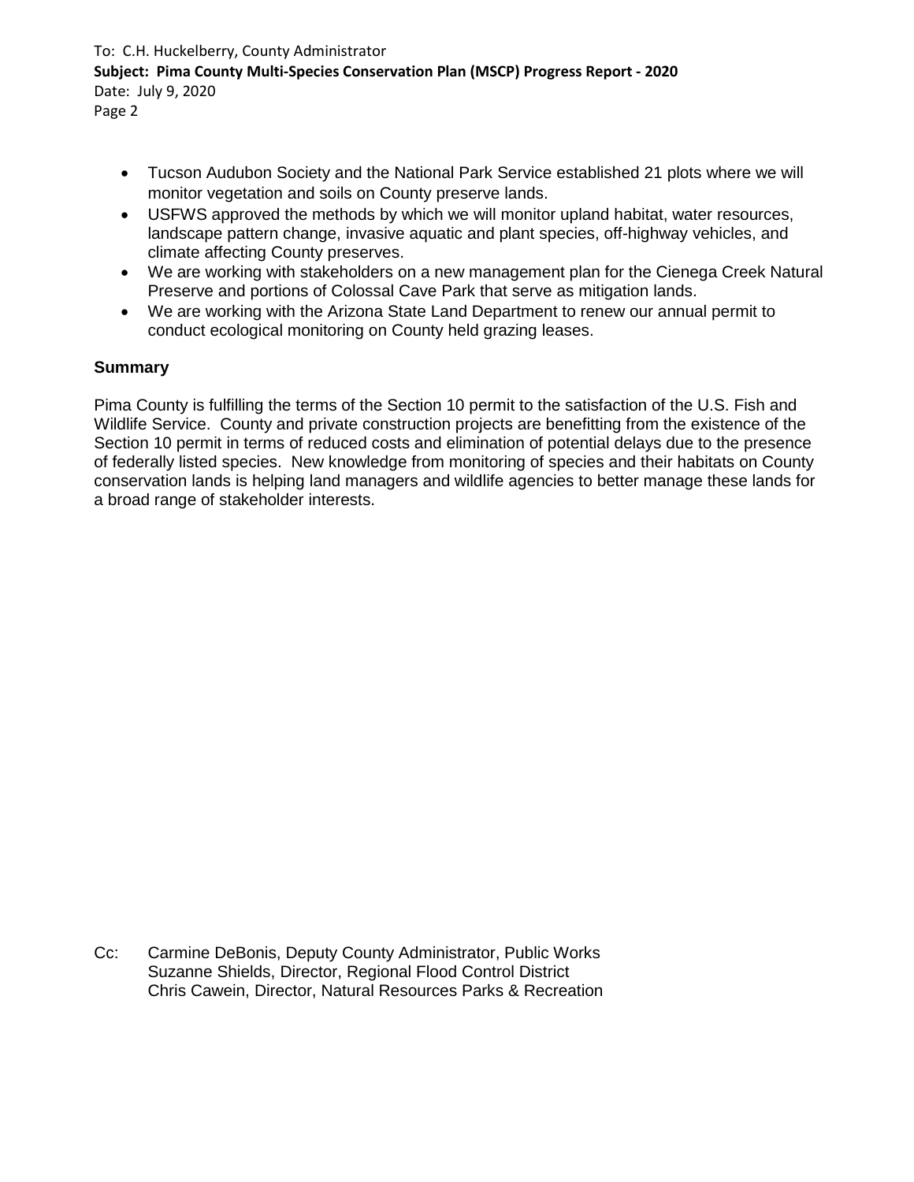- Tucson Audubon Society and the National Park Service established 21 plots where we will monitor vegetation and soils on County preserve lands.
- USFWS approved the methods by which we will monitor upland habitat, water resources, landscape pattern change, invasive aquatic and plant species, off-highway vehicles, and climate affecting County preserves.
- We are working with stakeholders on a new management plan for the Cienega Creek Natural Preserve and portions of Colossal Cave Park that serve as mitigation lands.
- We are working with the Arizona State Land Department to renew our annual permit to conduct ecological monitoring on County held grazing leases.

**Summary**

Pima County is fulfilling the terms of the Section 10 permit to the satisfaction of the U.S. Fish and Wildlife Service. County and private construction projects are benefitting from the existence of the Section 10 permit in terms of reduced costs and elimination of potential delays due to the presence of federally listed species. New knowledge from monitoring of species and their habitats on County conservation lands is helping land managers and wildlife agencies to better manage these lands for a broad range of stakeholder interests.

Cc: Carmine DeBonis, Deputy County Administrator, Public Works
Suzanne Shields, Director, Regional Flood Control District
Chris Cawein, Director, Natural Resources Parks & Recreation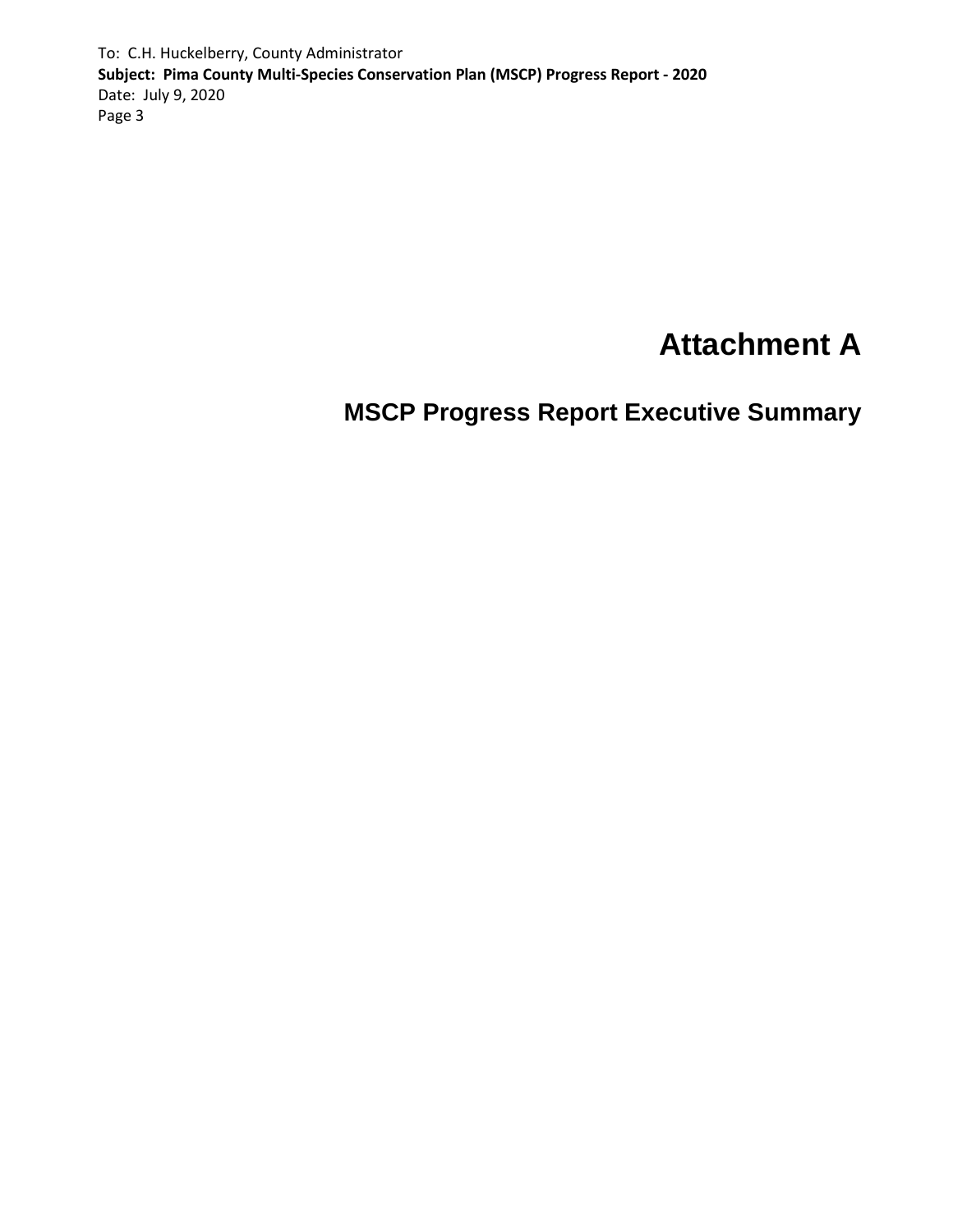# Attachment A

## MSCP Progress Report Executive Summary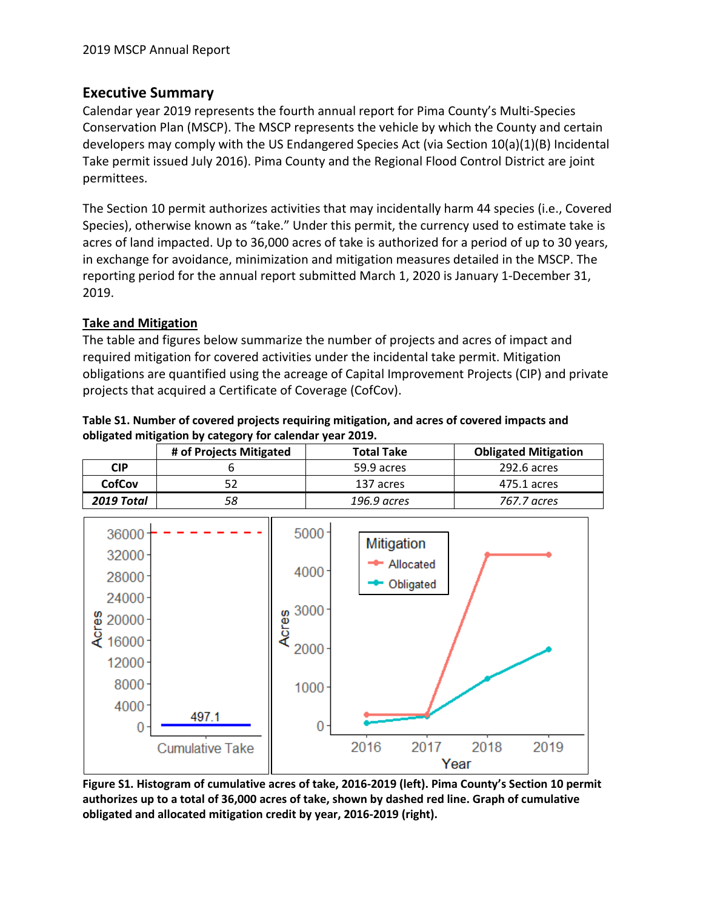## Executive Summary

Calendar year 2019 represents the fourth annual report for Pima County's Multi-Species Conservation Plan (MSCP). The MSCP represents the vehicle by which the County and certain developers may comply with the US Endangered Species Act (via Section 10(a)(1)(B) Incidental Take permit issued July 2016). Pima County and the Regional Flood Control District are joint permittees.

The Section 10 permit authorizes activities that may incidentally harm 44 species (i.e., Covered Species), otherwise known as "take." Under this permit, the currency used to estimate take is acres of land impacted. Up to 36,000 acres of take is authorized for a period of up to 30 years, in exchange for avoidance, minimization and mitigation measures detailed in the MSCP. The reporting period for the annual report submitted March 1, 2020 is January 1-December 31, 2019.

### Take and Mitigation

The table and figures below summarize the number of projects and acres of impact and required mitigation for covered activities under the incidental take permit. Mitigation obligations are quantified using the acreage of Capital Improvement Projects (CIP) and private projects that acquired a Certificate of Coverage (CofCov).

**Table S1. Number of covered projects requiring mitigation, and acres of covered impacts and obligated mitigation by category for calendar year 2019.**

| | # of Projects Mitigated | Total Take | Obligated Mitigation |
|---|---|---|---|
| **CIP** | 6 | 59.9 acres | 292.6 acres |
| **CofCov** | 52 | 137 acres | 475.1 acres |
| ***2019 Total*** | *58* | *196.9 acres* | *767.7 acres* |

**Figure S1. Histogram of cumulative acres of take, 2016-2019 (left). Pima County's Section 10 permit authorizes up to a total of 36,000 acres of take, shown by dashed red line. Graph of cumulative obligated and allocated mitigation credit by year, 2016-2019 (right).**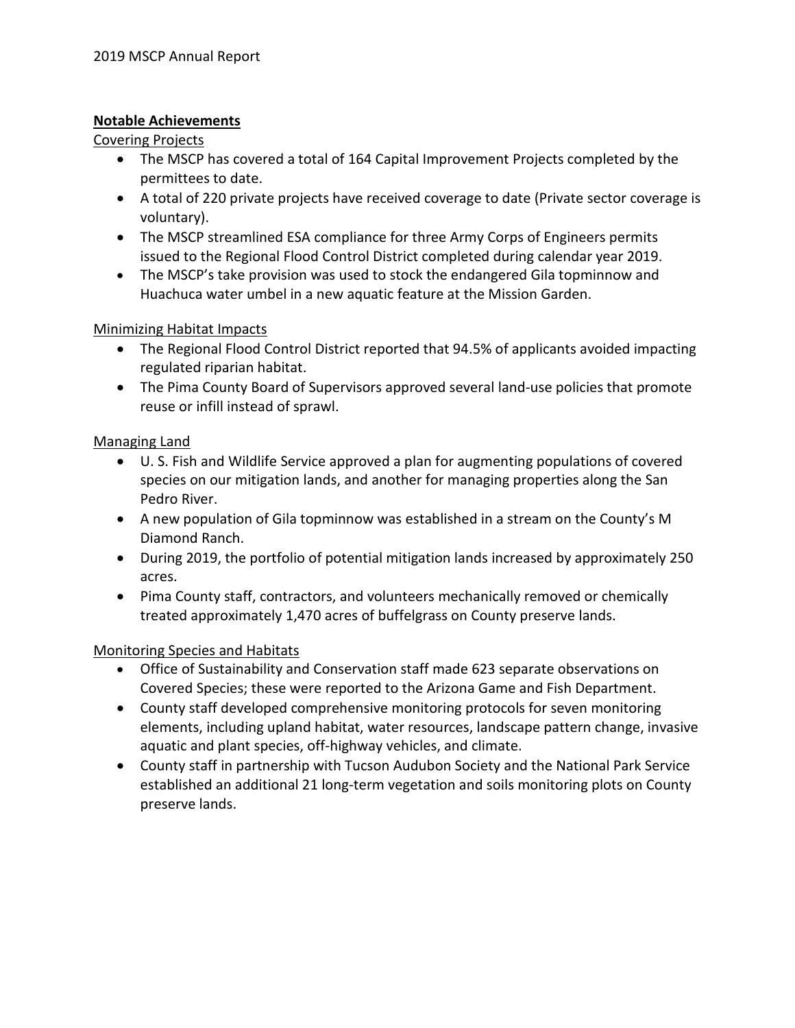**Notable Achievements**

Covering Projects

- The MSCP has covered a total of 164 Capital Improvement Projects completed by the permittees to date.
- A total of 220 private projects have received coverage to date (Private sector coverage is voluntary).
- The MSCP streamlined ESA compliance for three Army Corps of Engineers permits issued to the Regional Flood Control District completed during calendar year 2019.
- The MSCP's take provision was used to stock the endangered Gila topminnow and Huachuca water umbel in a new aquatic feature at the Mission Garden.

Minimizing Habitat Impacts

- The Regional Flood Control District reported that 94.5% of applicants avoided impacting regulated riparian habitat.
- The Pima County Board of Supervisors approved several land-use policies that promote reuse or infill instead of sprawl.

Managing Land

- U. S. Fish and Wildlife Service approved a plan for augmenting populations of covered species on our mitigation lands, and another for managing properties along the San Pedro River.
- A new population of Gila topminnow was established in a stream on the County's M Diamond Ranch.
- During 2019, the portfolio of potential mitigation lands increased by approximately 250 acres.
- Pima County staff, contractors, and volunteers mechanically removed or chemically treated approximately 1,470 acres of buffelgrass on County preserve lands.

Monitoring Species and Habitats

- Office of Sustainability and Conservation staff made 623 separate observations on Covered Species; these were reported to the Arizona Game and Fish Department.
- County staff developed comprehensive monitoring protocols for seven monitoring elements, including upland habitat, water resources, landscape pattern change, invasive aquatic and plant species, off-highway vehicles, and climate.
- County staff in partnership with Tucson Audubon Society and the National Park Service established an additional 21 long-term vegetation and soils monitoring plots on County preserve lands.